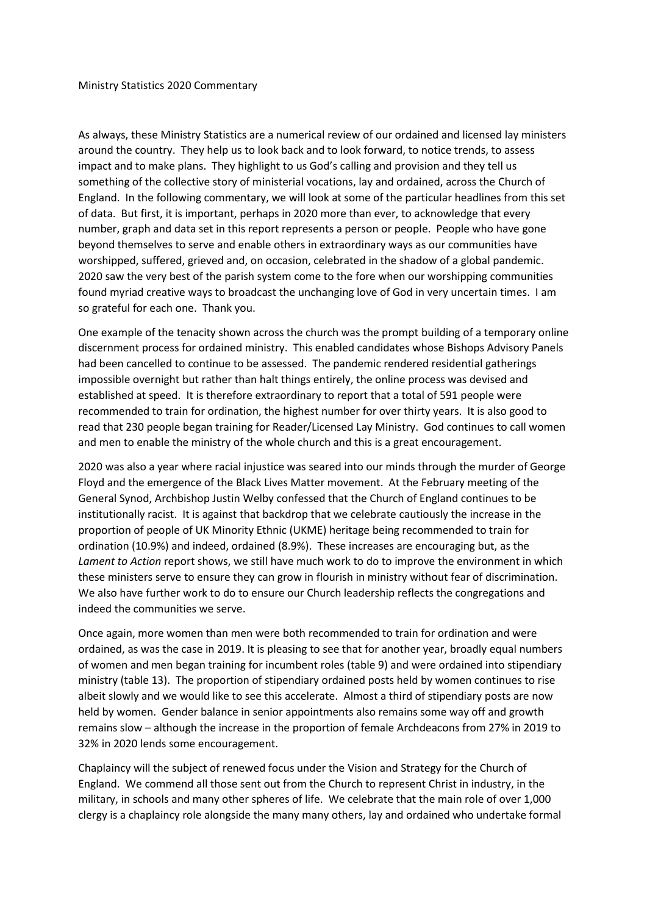Ministry Statistics 2020 Commentary

As always, these Ministry Statistics are a numerical review of our ordained and licensed lay ministers around the country. They help us to look back and to look forward, to notice trends, to assess impact and to make plans. They highlight to us God's calling and provision and they tell us something of the collective story of ministerial vocations, lay and ordained, across the Church of England. In the following commentary, we will look at some of the particular headlines from this set of data. But first, it is important, perhaps in 2020 more than ever, to acknowledge that every number, graph and data set in this report represents a person or people. People who have gone beyond themselves to serve and enable others in extraordinary ways as our communities have worshipped, suffered, grieved and, on occasion, celebrated in the shadow of a global pandemic. 2020 saw the very best of the parish system come to the fore when our worshipping communities found myriad creative ways to broadcast the unchanging love of God in very uncertain times. I am so grateful for each one. Thank you.

One example of the tenacity shown across the church was the prompt building of a temporary online discernment process for ordained ministry. This enabled candidates whose Bishops Advisory Panels had been cancelled to continue to be assessed. The pandemic rendered residential gatherings impossible overnight but rather than halt things entirely, the online process was devised and established at speed. It is therefore extraordinary to report that a total of 591 people were recommended to train for ordination, the highest number for over thirty years. It is also good to read that 230 people began training for Reader/Licensed Lay Ministry. God continues to call women and men to enable the ministry of the whole church and this is a great encouragement.

2020 was also a year where racial injustice was seared into our minds through the murder of George Floyd and the emergence of the Black Lives Matter movement. At the February meeting of the General Synod, Archbishop Justin Welby confessed that the Church of England continues to be institutionally racist. It is against that backdrop that we celebrate cautiously the increase in the proportion of people of UK Minority Ethnic (UKME) heritage being recommended to train for ordination (10.9%) and indeed, ordained (8.9%). These increases are encouraging but, as the *Lament to Action* report shows, we still have much work to do to improve the environment in which these ministers serve to ensure they can grow in flourish in ministry without fear of discrimination. We also have further work to do to ensure our Church leadership reflects the congregations and indeed the communities we serve.

Once again, more women than men were both recommended to train for ordination and were ordained, as was the case in 2019. It is pleasing to see that for another year, broadly equal numbers of women and men began training for incumbent roles (table 9) and were ordained into stipendiary ministry (table 13). The proportion of stipendiary ordained posts held by women continues to rise albeit slowly and we would like to see this accelerate. Almost a third of stipendiary posts are now held by women. Gender balance in senior appointments also remains some way off and growth remains slow – although the increase in the proportion of female Archdeacons from 27% in 2019 to 32% in 2020 lends some encouragement.

Chaplaincy will the subject of renewed focus under the Vision and Strategy for the Church of England. We commend all those sent out from the Church to represent Christ in industry, in the military, in schools and many other spheres of life. We celebrate that the main role of over 1,000 clergy is a chaplaincy role alongside the many many others, lay and ordained who undertake formal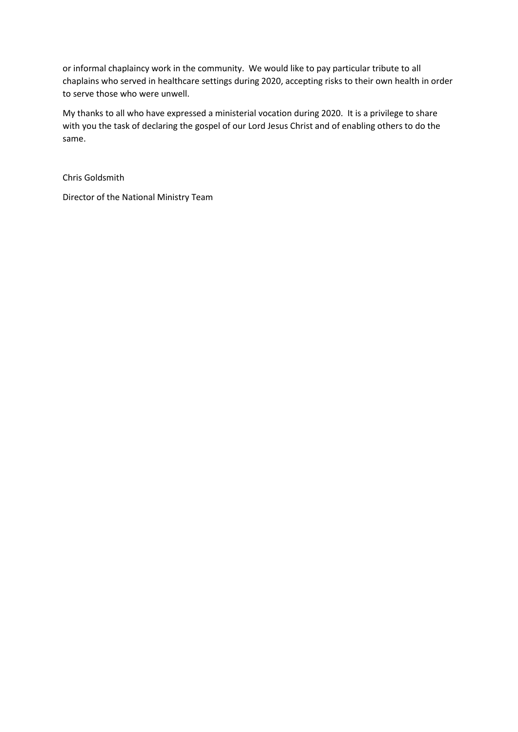or informal chaplaincy work in the community. We would like to pay particular tribute to all chaplains who served in healthcare settings during 2020, accepting risks to their own health in order to serve those who were unwell.

My thanks to all who have expressed a ministerial vocation during 2020. It is a privilege to share with you the task of declaring the gospel of our Lord Jesus Christ and of enabling others to do the same.

Chris Goldsmith

Director of the National Ministry Team